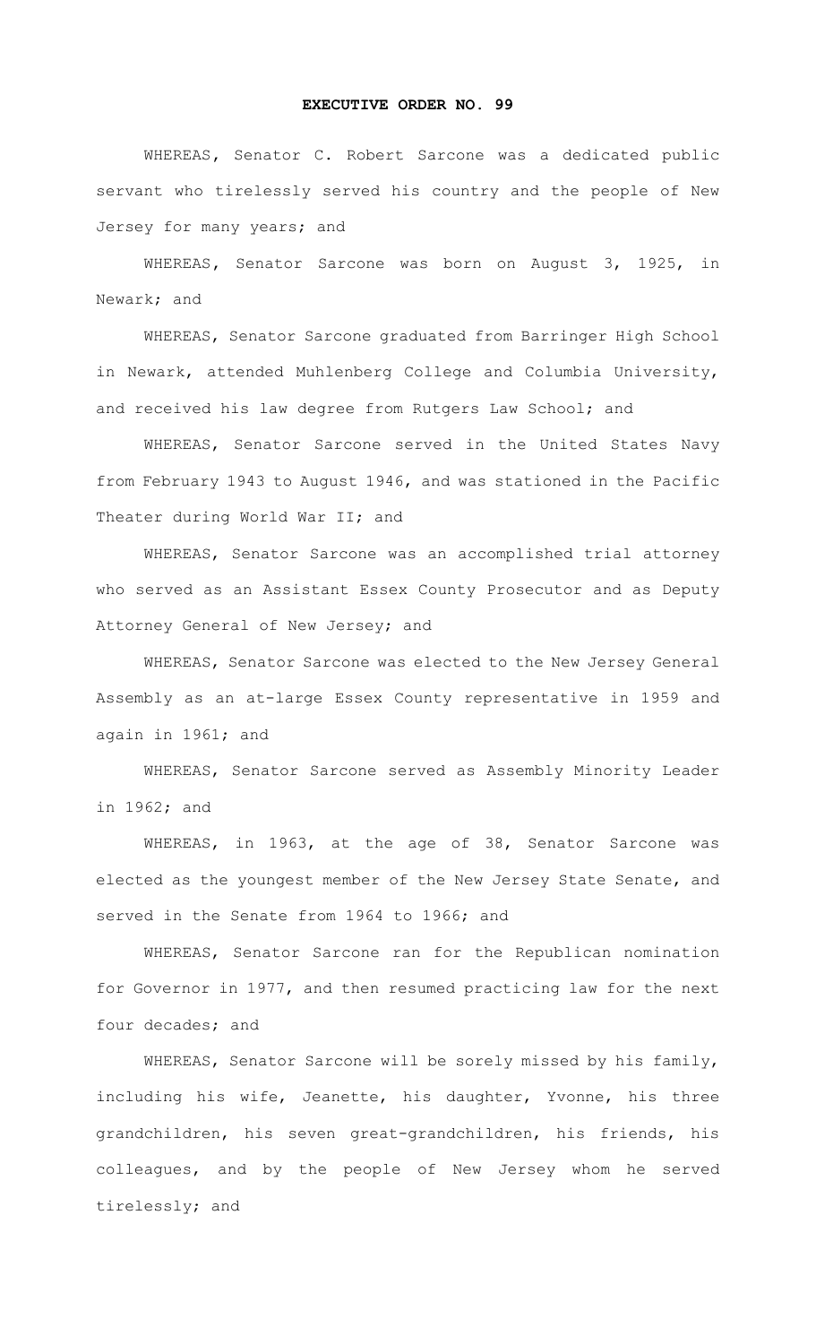# EXECUTIVE ORDER NO. 99

WHEREAS, Senator C. Robert Sarcone was a dedicated public servant who tirelessly served his country and the people of New Jersey for many years; and

WHEREAS, Senator Sarcone was born on August 3, 1925, in Newark; and

WHEREAS, Senator Sarcone graduated from Barringer High School in Newark, attended Muhlenberg College and Columbia University, and received his law degree from Rutgers Law School; and

WHEREAS, Senator Sarcone served in the United States Navy from February 1943 to August 1946, and was stationed in the Pacific Theater during World War II; and

WHEREAS, Senator Sarcone was an accomplished trial attorney who served as an Assistant Essex County Prosecutor and as Deputy Attorney General of New Jersey; and

WHEREAS, Senator Sarcone was elected to the New Jersey General Assembly as an at-large Essex County representative in 1959 and again in 1961; and

WHEREAS, Senator Sarcone served as Assembly Minority Leader in 1962; and

WHEREAS, in 1963, at the age of 38, Senator Sarcone was elected as the youngest member of the New Jersey State Senate, and served in the Senate from 1964 to 1966; and

WHEREAS, Senator Sarcone ran for the Republican nomination for Governor in 1977, and then resumed practicing law for the next four decades; and

WHEREAS, Senator Sarcone will be sorely missed by his family, including his wife, Jeanette, his daughter, Yvonne, his three grandchildren, his seven great-grandchildren, his friends, his colleagues, and by the people of New Jersey whom he served tirelessly; and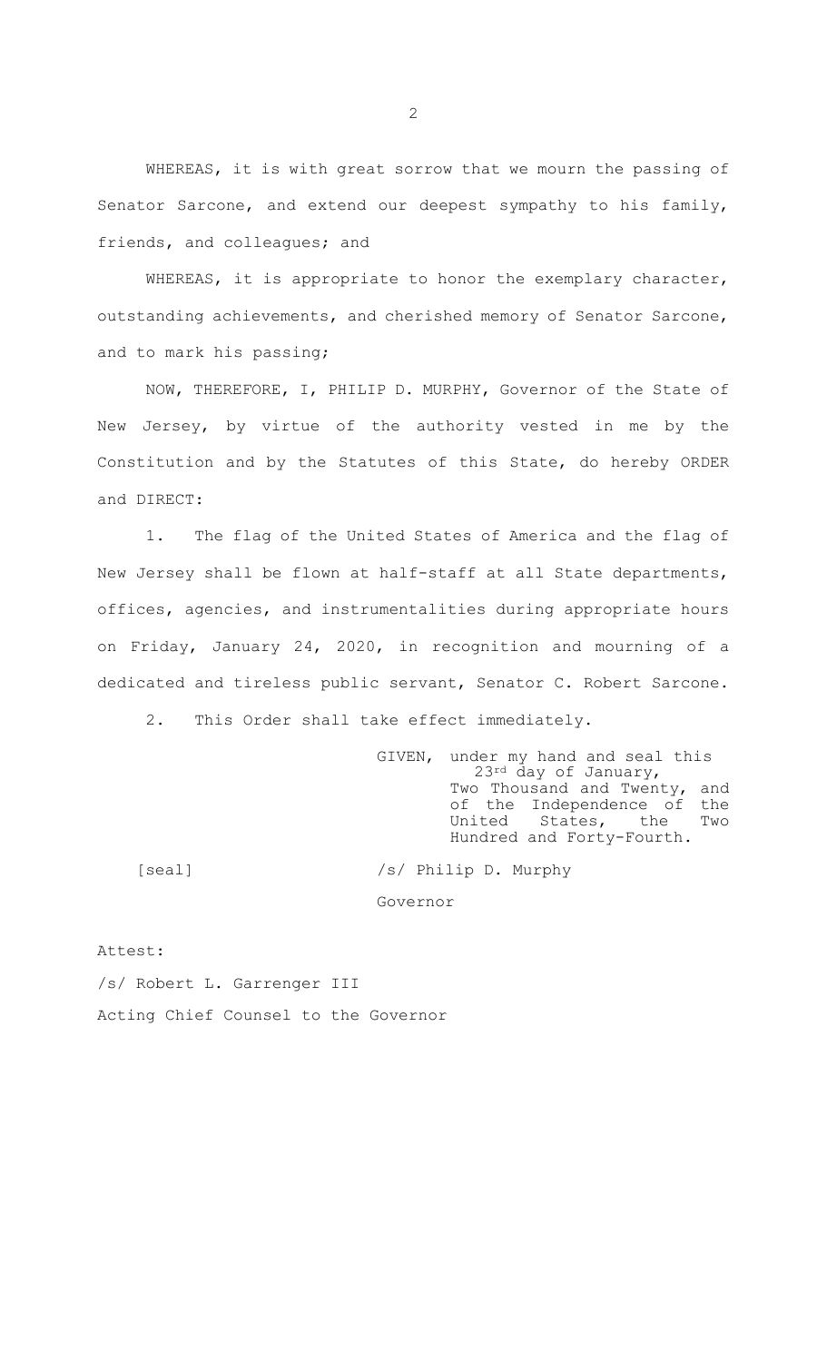WHEREAS, it is with great sorrow that we mourn the passing of Senator Sarcone, and extend our deepest sympathy to his family, friends, and colleagues; and

WHEREAS, it is appropriate to honor the exemplary character, outstanding achievements, and cherished memory of Senator Sarcone, and to mark his passing;

NOW, THEREFORE, I, PHILIP D. MURPHY, Governor of the State of New Jersey, by virtue of the authority vested in me by the Constitution and by the Statutes of this State, do hereby ORDER and DIRECT:

1. The flag of the United States of America and the flag of New Jersey shall be flown at half-staff at all State departments, offices, agencies, and instrumentalities during appropriate hours on Friday, January 24, 2020, in recognition and mourning of a dedicated and tireless public servant, Senator C. Robert Sarcone.

2. This Order shall take effect immediately.

GIVEN, under my hand and seal this 23rd day of January, Two Thousand and Twenty, and of the Independence of the United States, the Two Hundred and Forty-Fourth.

[seal]

/s/ Philip D. Murphy

Governor

Attest:

/s/ Robert L. Garrenger III

Acting Chief Counsel to the Governor